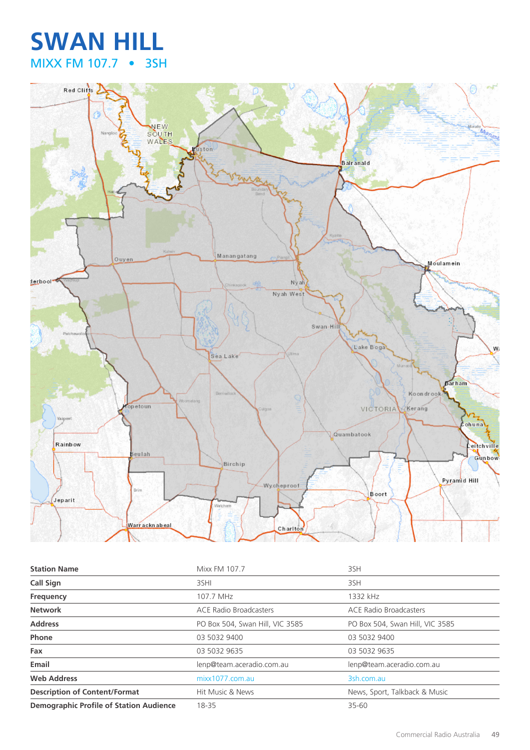# SWAN HILL

## MIXX FM 107.7 • 3SH

| Station Name | Mixx FM 107.7 | 3SH |
|---|---|---|
| Call Sign | 3SHI | 3SH |
| Frequency | 107.7 MHz | 1332 kHz |
| Network | ACE Radio Broadcasters | ACE Radio Broadcasters |
| Address | PO Box 504, Swan Hill, VIC 3585 | PO Box 504, Swan Hill, VIC 3585 |
| Phone | 03 5032 9400 | 03 5032 9400 |
| Fax | 03 5032 9635 | 03 5032 9635 |
| Email | lenp@team.aceradio.com.au | lenp@team.aceradio.com.au |
| Web Address | mixx1077.com.au | 3sh.com.au |
| Description of Content/Format | Hit Music & News | News, Sport, Talkback & Music |
| Demographic Profile of Station Audience | 18-35 | 35-60 |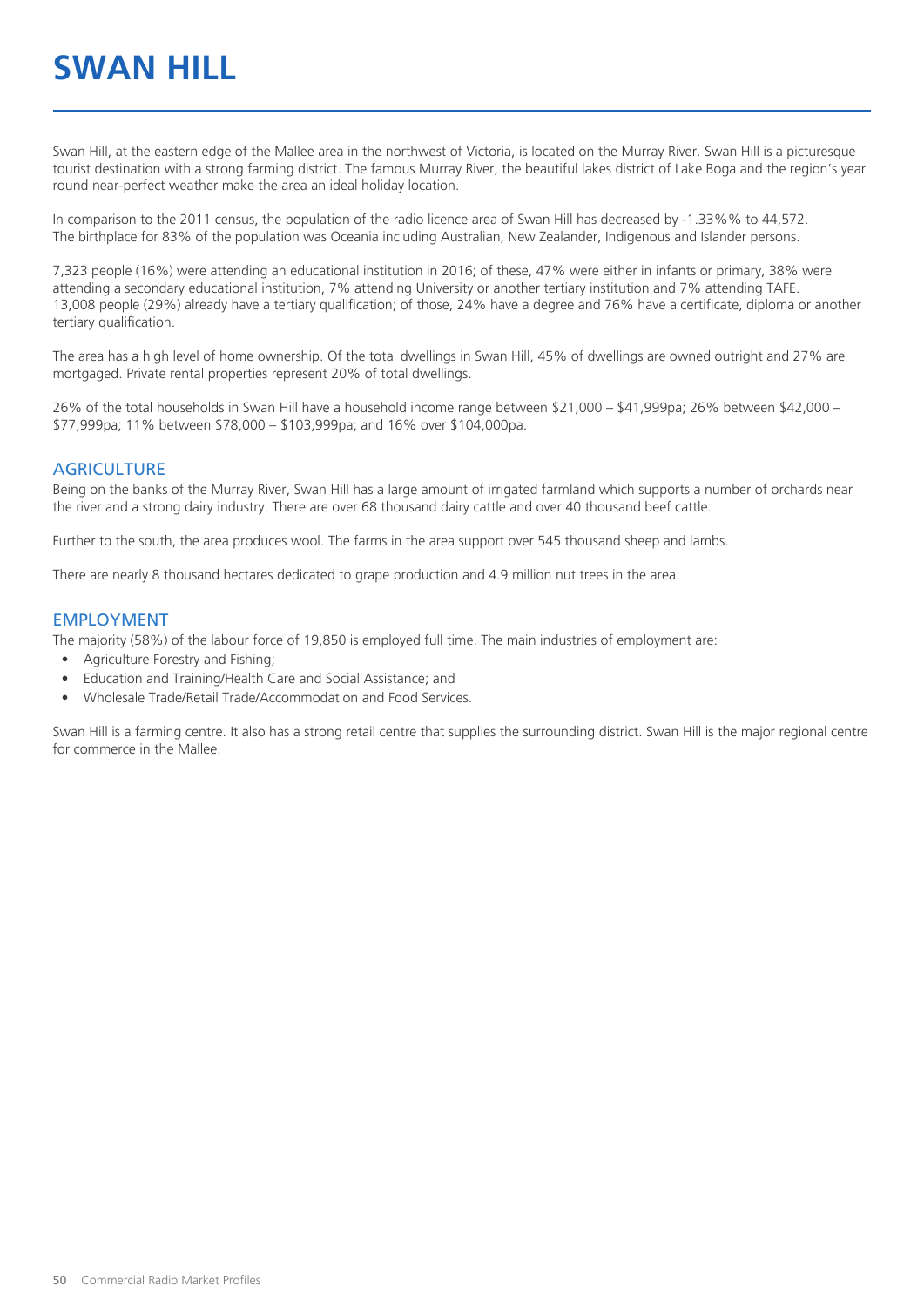# SWAN HILL

Swan Hill, at the eastern edge of the Mallee area in the northwest of Victoria, is located on the Murray River. Swan Hill is a picturesque tourist destination with a strong farming district. The famous Murray River, the beautiful lakes district of Lake Boga and the region's year round near-perfect weather make the area an ideal holiday location.

In comparison to the 2011 census, the population of the radio licence area of Swan Hill has decreased by -1.33%% to 44,572. The birthplace for 83% of the population was Oceania including Australian, New Zealander, Indigenous and Islander persons.

7,323 people (16%) were attending an educational institution in 2016; of these, 47% were either in infants or primary, 38% were attending a secondary educational institution, 7% attending University or another tertiary institution and 7% attending TAFE. 13,008 people (29%) already have a tertiary qualification; of those, 24% have a degree and 76% have a certificate, diploma or another tertiary qualification.

The area has a high level of home ownership. Of the total dwellings in Swan Hill, 45% of dwellings are owned outright and 27% are mortgaged. Private rental properties represent 20% of total dwellings.

26% of the total households in Swan Hill have a household income range between $21,000 – $41,999pa; 26% between $42,000 – $77,999pa; 11% between $78,000 – $103,999pa; and 16% over $104,000pa.

## AGRICULTURE

Being on the banks of the Murray River, Swan Hill has a large amount of irrigated farmland which supports a number of orchards near the river and a strong dairy industry. There are over 68 thousand dairy cattle and over 40 thousand beef cattle.

Further to the south, the area produces wool. The farms in the area support over 545 thousand sheep and lambs.

There are nearly 8 thousand hectares dedicated to grape production and 4.9 million nut trees in the area.

## EMPLOYMENT

The majority (58%) of the labour force of 19,850 is employed full time. The main industries of employment are:

- Agriculture Forestry and Fishing;
- Education and Training/Health Care and Social Assistance; and
- Wholesale Trade/Retail Trade/Accommodation and Food Services.

Swan Hill is a farming centre. It also has a strong retail centre that supplies the surrounding district. Swan Hill is the major regional centre for commerce in the Mallee.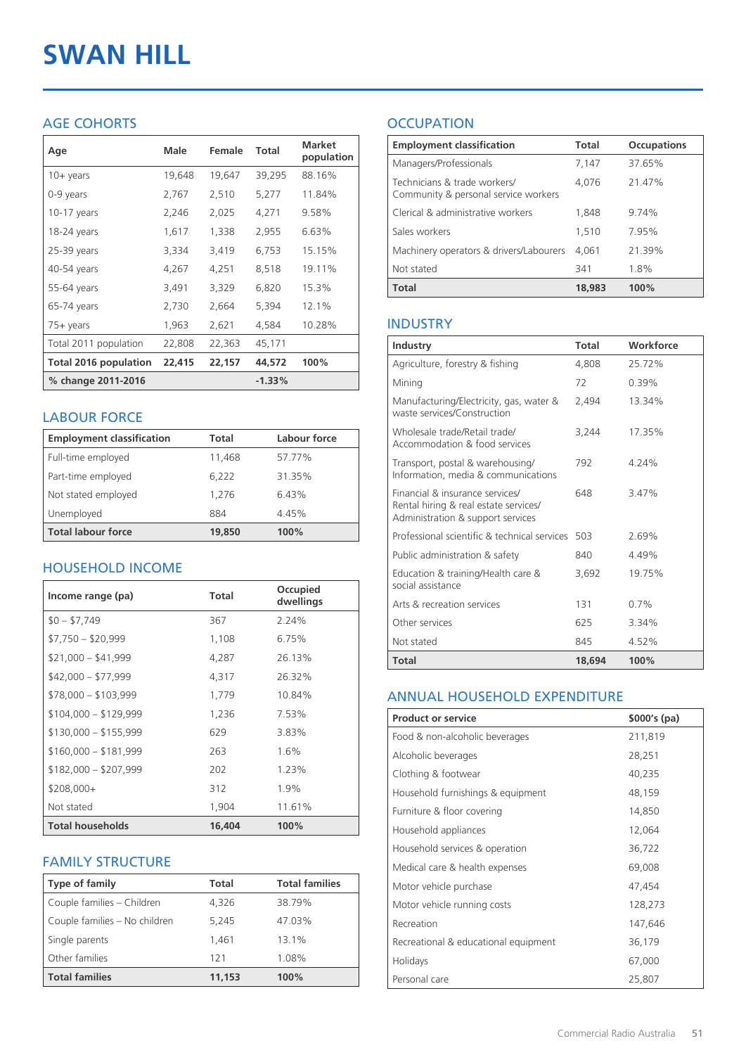# SWAN HILL

## AGE COHORTS

| Age | Male | Female | Total | Market population |
|---|---|---|---|---|
| 10+ years | 19,648 | 19,647 | 39,295 | 88.16% |
| 0-9 years | 2,767 | 2,510 | 5,277 | 11.84% |
| 10-17 years | 2,246 | 2,025 | 4,271 | 9.58% |
| 18-24 years | 1,617 | 1,338 | 2,955 | 6.63% |
| 25-39 years | 3,334 | 3,419 | 6,753 | 15.15% |
| 40-54 years | 4,267 | 4,251 | 8,518 | 19.11% |
| 55-64 years | 3,491 | 3,329 | 6,820 | 15.3% |
| 65-74 years | 2,730 | 2,664 | 5,394 | 12.1% |
| 75+ years | 1,963 | 2,621 | 4,584 | 10.28% |
| Total 2011 population | 22,808 | 22,363 | 45,171 | |
| **Total 2016 population** | **22,415** | **22,157** | **44,572** | **100%** |
| **% change 2011-2016** | | | **-1.33%** | |

## LABOUR FORCE

| Employment classification | Total | Labour force |
|---|---|---|
| Full-time employed | 11,468 | 57.77% |
| Part-time employed | 6,222 | 31.35% |
| Not stated employed | 1,276 | 6.43% |
| Unemployed | 884 | 4.45% |
| **Total labour force** | **19,850** | **100%** |

## HOUSEHOLD INCOME

| Income range (pa) | Total | Occupied dwellings |
|---|---|---|
| $0 – $7,749 | 367 | 2.24% |
| $7,750 – $20,999 | 1,108 | 6.75% |
| $21,000 – $41,999 | 4,287 | 26.13% |
| $42,000 – $77,999 | 4,317 | 26.32% |
| $78,000 – $103,999 | 1,779 | 10.84% |
| $104,000 – $129,999 | 1,236 | 7.53% |
| $130,000 – $155,999 | 629 | 3.83% |
| $160,000 – $181,999 | 263 | 1.6% |
| $182,000 – $207,999 | 202 | 1.23% |
| $208,000+ | 312 | 1.9% |
| Not stated | 1,904 | 11.61% |
| **Total households** | **16,404** | **100%** |

## FAMILY STRUCTURE

| Type of family | Total | Total families |
|---|---|---|
| Couple families – Children | 4,326 | 38.79% |
| Couple families – No children | 5,245 | 47.03% |
| Single parents | 1,461 | 13.1% |
| Other families | 121 | 1.08% |
| **Total families** | **11,153** | **100%** |

## OCCUPATION

| Employment classification | Total | Occupations |
|---|---|---|
| Managers/Professionals | 7,147 | 37.65% |
| Technicians & trade workers/ Community & personal service workers | 4,076 | 21.47% |
| Clerical & administrative workers | 1,848 | 9.74% |
| Sales workers | 1,510 | 7.95% |
| Machinery operators & drivers/Labourers | 4,061 | 21.39% |
| Not stated | 341 | 1.8% |
| **Total** | **18,983** | **100%** |

## INDUSTRY

| Industry | Total | Workforce |
|---|---|---|
| Agriculture, forestry & fishing | 4,808 | 25.72% |
| Mining | 72 | 0.39% |
| Manufacturing/Electricity, gas, water & waste services/Construction | 2,494 | 13.34% |
| Wholesale trade/Retail trade/ Accommodation & food services | 3,244 | 17.35% |
| Transport, postal & warehousing/ Information, media & communications | 792 | 4.24% |
| Financial & insurance services/ Rental hiring & real estate services/ Administration & support services | 648 | 3.47% |
| Professional scientific & technical services | 503 | 2.69% |
| Public administration & safety | 840 | 4.49% |
| Education & training/Health care & social assistance | 3,692 | 19.75% |
| Arts & recreation services | 131 | 0.7% |
| Other services | 625 | 3.34% |
| Not stated | 845 | 4.52% |
| **Total** | **18,694** | **100%** |

## ANNUAL HOUSEHOLD EXPENDITURE

| Product or service | $000's (pa) |
|---|---|
| Food & non-alcoholic beverages | 211,819 |
| Alcoholic beverages | 28,251 |
| Clothing & footwear | 40,235 |
| Household furnishings & equipment | 48,159 |
| Furniture & floor covering | 14,850 |
| Household appliances | 12,064 |
| Household services & operation | 36,722 |
| Medical care & health expenses | 69,008 |
| Motor vehicle purchase | 47,454 |
| Motor vehicle running costs | 128,273 |
| Recreation | 147,646 |
| Recreational & educational equipment | 36,179 |
| Holidays | 67,000 |
| Personal care | 25,807 |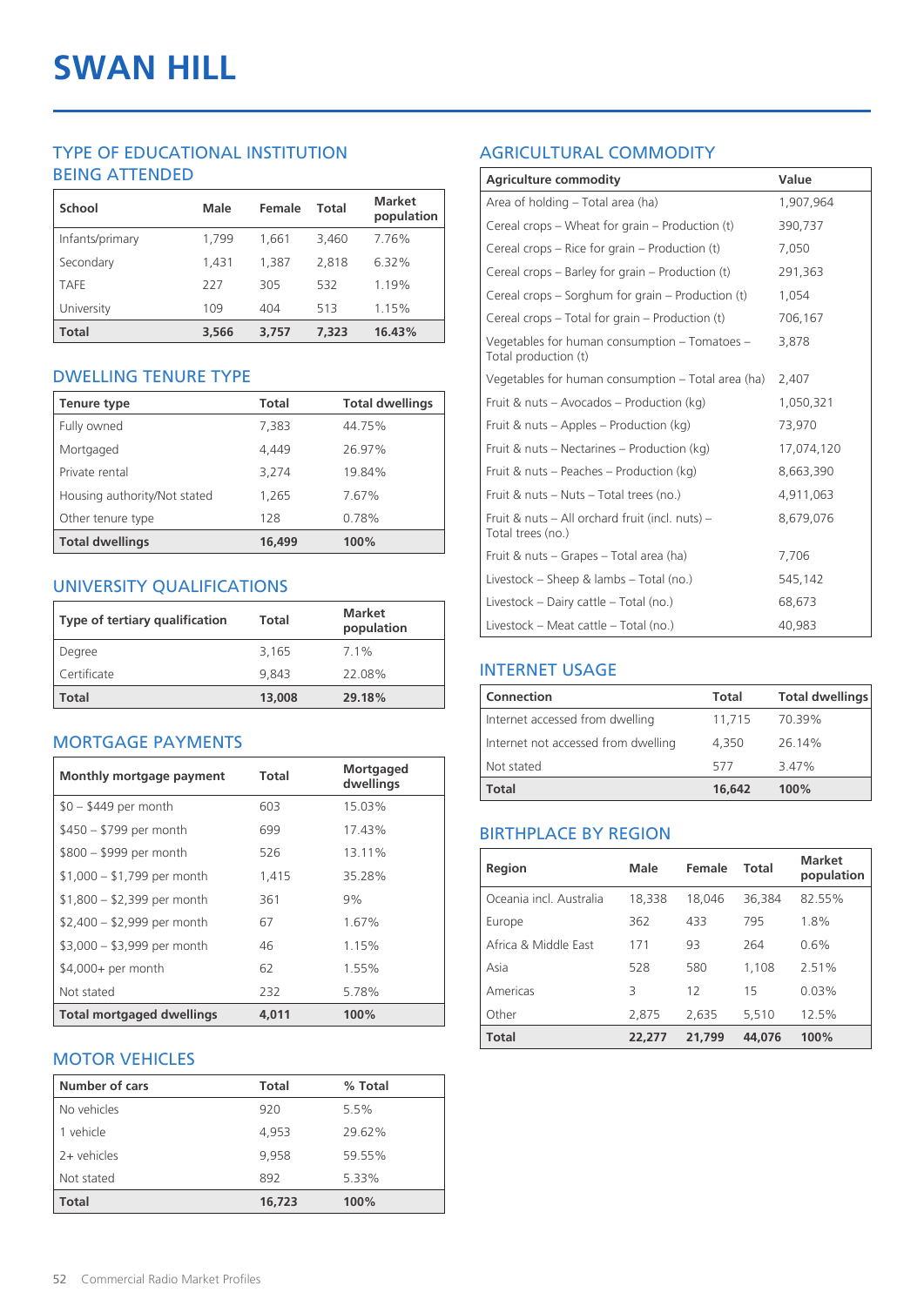# SWAN HILL

## TYPE OF EDUCATIONAL INSTITUTION BEING ATTENDED

| School | Male | Female | Total | Market population |
|---|---|---|---|---|
| Infants/primary | 1,799 | 1,661 | 3,460 | 7.76% |
| Secondary | 1,431 | 1,387 | 2,818 | 6.32% |
| TAFE | 227 | 305 | 532 | 1.19% |
| University | 109 | 404 | 513 | 1.15% |
| **Total** | **3,566** | **3,757** | **7,323** | **16.43%** |

## DWELLING TENURE TYPE

| Tenure type | Total | Total dwellings |
|---|---|---|
| Fully owned | 7,383 | 44.75% |
| Mortgaged | 4,449 | 26.97% |
| Private rental | 3,274 | 19.84% |
| Housing authority/Not stated | 1,265 | 7.67% |
| Other tenure type | 128 | 0.78% |
| **Total dwellings** | **16,499** | **100%** |

## UNIVERSITY QUALIFICATIONS

| Type of tertiary qualification | Total | Market population |
|---|---|---|
| Degree | 3,165 | 7.1% |
| Certificate | 9,843 | 22.08% |
| **Total** | **13,008** | **29.18%** |

## MORTGAGE PAYMENTS

| Monthly mortgage payment | Total | Mortgaged dwellings |
|---|---|---|
| $0 – $449 per month | 603 | 15.03% |
| $450 – $799 per month | 699 | 17.43% |
| $800 – $999 per month | 526 | 13.11% |
| $1,000 – $1,799 per month | 1,415 | 35.28% |
| $1,800 – $2,399 per month | 361 | 9% |
| $2,400 – $2,999 per month | 67 | 1.67% |
| $3,000 – $3,999 per month | 46 | 1.15% |
| $4,000+ per month | 62 | 1.55% |
| Not stated | 232 | 5.78% |
| **Total mortgaged dwellings** | **4,011** | **100%** |

## MOTOR VEHICLES

| Number of cars | Total | % Total |
|---|---|---|
| No vehicles | 920 | 5.5% |
| 1 vehicle | 4,953 | 29.62% |
| 2+ vehicles | 9,958 | 59.55% |
| Not stated | 892 | 5.33% |
| **Total** | **16,723** | **100%** |

## AGRICULTURAL COMMODITY

| Agriculture commodity | Value |
|---|---|
| Area of holding – Total area (ha) | 1,907,964 |
| Cereal crops – Wheat for grain – Production (t) | 390,737 |
| Cereal crops – Rice for grain – Production (t) | 7,050 |
| Cereal crops – Barley for grain – Production (t) | 291,363 |
| Cereal crops – Sorghum for grain – Production (t) | 1,054 |
| Cereal crops – Total for grain – Production (t) | 706,167 |
| Vegetables for human consumption – Tomatoes – Total production (t) | 3,878 |
| Vegetables for human consumption – Total area (ha) | 2,407 |
| Fruit & nuts – Avocados – Production (kg) | 1,050,321 |
| Fruit & nuts – Apples – Production (kg) | 73,970 |
| Fruit & nuts – Nectarines – Production (kg) | 17,074,120 |
| Fruit & nuts – Peaches – Production (kg) | 8,663,390 |
| Fruit & nuts – Nuts – Total trees (no.) | 4,911,063 |
| Fruit & nuts – All orchard fruit (incl. nuts) – Total trees (no.) | 8,679,076 |
| Fruit & nuts – Grapes – Total area (ha) | 7,706 |
| Livestock – Sheep & lambs – Total (no.) | 545,142 |
| Livestock – Dairy cattle – Total (no.) | 68,673 |
| Livestock – Meat cattle – Total (no.) | 40,983 |

## INTERNET USAGE

| Connection | Total | Total dwellings |
|---|---|---|
| Internet accessed from dwelling | 11,715 | 70.39% |
| Internet not accessed from dwelling | 4,350 | 26.14% |
| Not stated | 577 | 3.47% |
| **Total** | **16,642** | **100%** |

## BIRTHPLACE BY REGION

| Region | Male | Female | Total | Market population |
|---|---|---|---|---|
| Oceania incl. Australia | 18,338 | 18,046 | 36,384 | 82.55% |
| Europe | 362 | 433 | 795 | 1.8% |
| Africa & Middle East | 171 | 93 | 264 | 0.6% |
| Asia | 528 | 580 | 1,108 | 2.51% |
| Americas | 3 | 12 | 15 | 0.03% |
| Other | 2,875 | 2,635 | 5,510 | 12.5% |
| **Total** | **22,277** | **21,799** | **44,076** | **100%** |